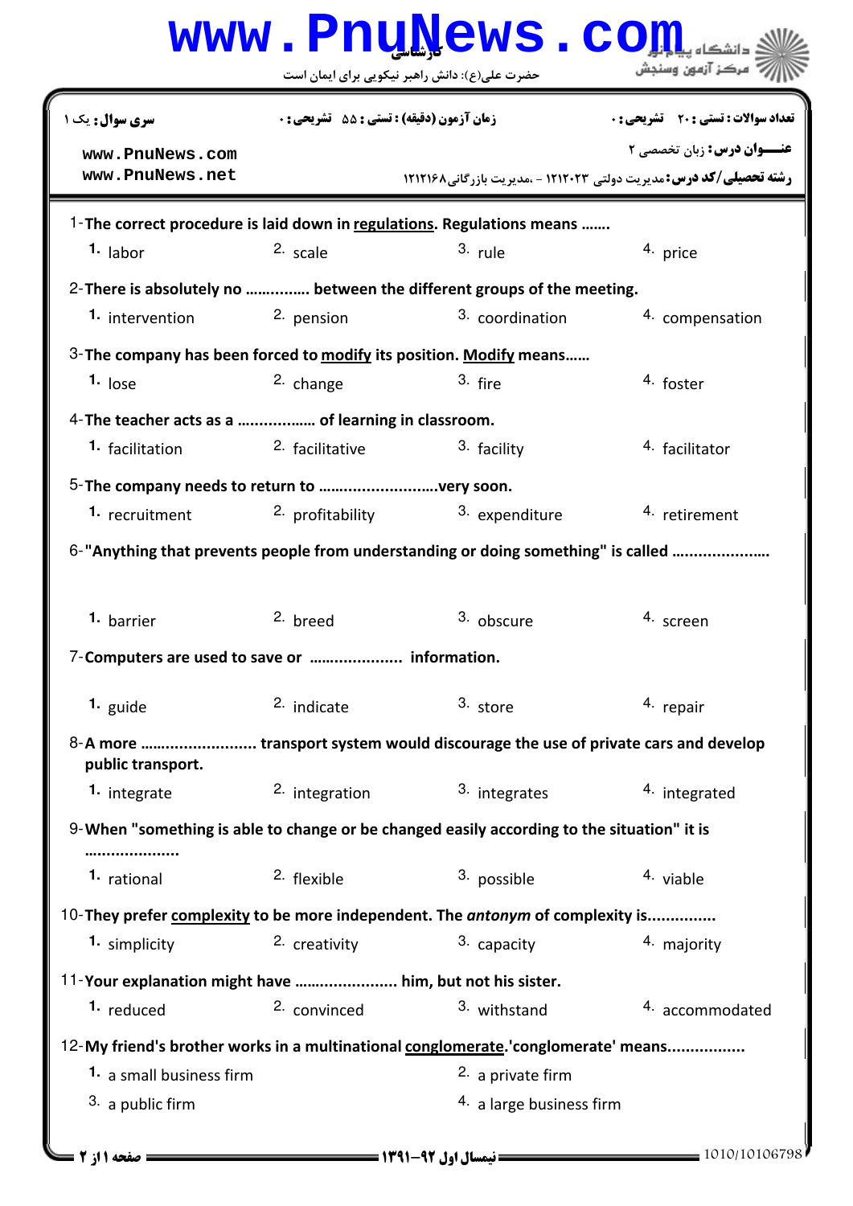**www.PnuNews.com**

کارشناسی

حضرت علی(ع): دانش راهبر نیکویی برای ایمان است

دانشگاه پیام نور
مرکز آزمون وسنجش

| سری سؤال: یک ۱ | زمان آزمون (دقیقه) : تستی : ۵۵ تشریحی : ۰ | تعداد سوالات : تستی : ۲۰ تشریحی : ۰ |
|---|---|---|

www.PnuNews.com
www.PnuNews.net

**عنـــوان درس:** زبان تخصصی ۲

**رشته تحصیلی/کد درس:** مدیریت دولتی ۱۲۱۲۰۲۳ - ،مدیریت بازرگانی۱۲۱۲۱۶۸

1-**The correct procedure is laid down in regulations. Regulations means .......**

1. labor
2. scale
3. rule
4. price

2-**There is absolutely no ............... between the different groups of the meeting.**

1. intervention
2. pension
3. coordination
4. compensation

3-**The company has been forced to modify its position. Modify means......**

1. lose
2. change
3. fire
4. foster

4-**The teacher acts as a ................. of learning in classroom.**

1. facilitation
2. facilitative
3. facility
4. facilitator

5-**The company needs to return to ..........................very soon.**

1. recruitment
2. profitability
3. expenditure
4. retirement

6-**"Anything that prevents people from understanding or doing something" is called ......................**

1. barrier
2. breed
3. obscure
4. screen

7-**Computers are used to save or ..................... information.**

1. guide
2. indicate
3. store
4. repair

8-**A more ......................... transport system would discourage the use of private cars and develop public transport.**

1. integrate
2. integration
3. integrates
4. integrated

9-**When "something is able to change or be changed easily according to the situation" it is ....................**

1. rational
2. flexible
3. possible
4. viable

10-**They prefer complexity to be more independent. The *antonym* of complexity is...............**

1. simplicity
2. creativity
3. capacity
4. majority

11-**Your explanation might have ....................... him, but not his sister.**

1. reduced
2. convinced
3. withstand
4. accommodated

12-**My friend's brother works in a multinational conglomerate.'conglomerate' means.................**

1. a small business firm
2. a private firm
3. a public firm
4. a large business firm

نیمسال اول ۹۲-۱۳۹۱

1010/10106798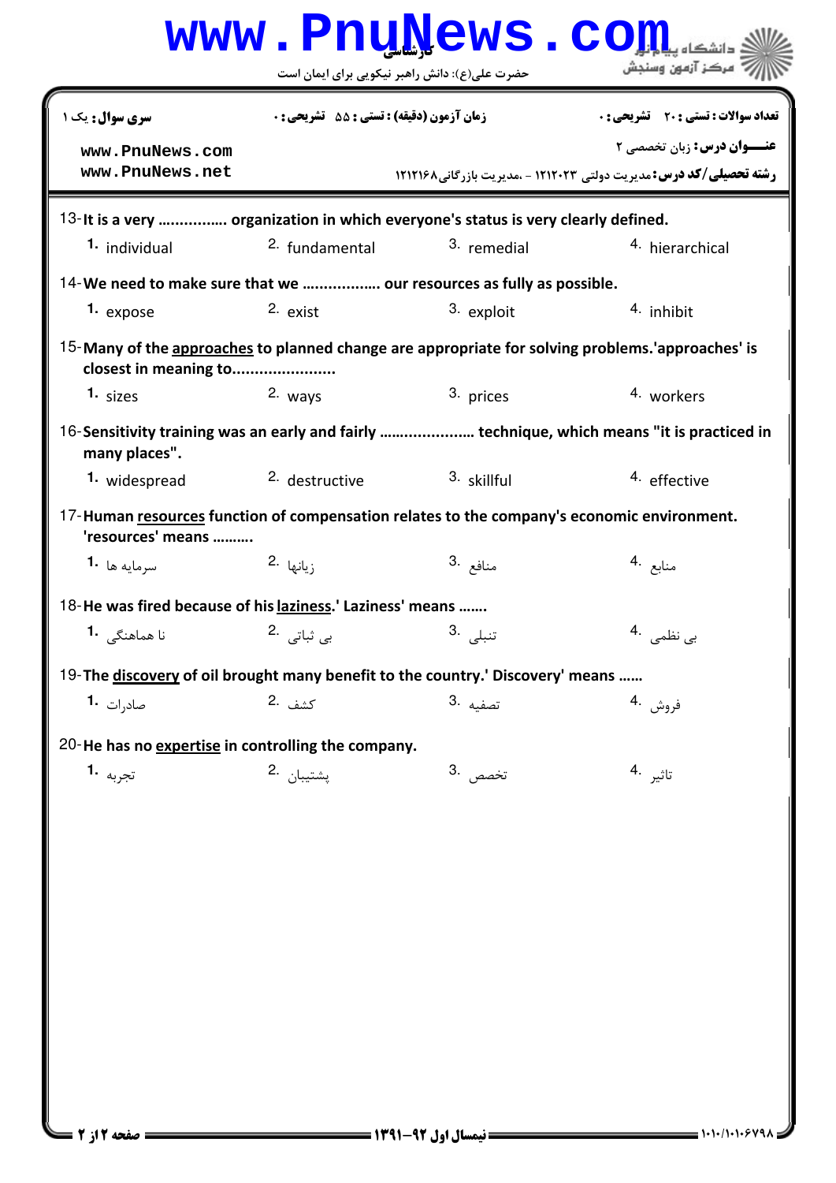13-It is a very ............... organization in which everyone's status is very clearly defined.

1. individual
2. fundamental
3. remedial
4. hierarchical

14-We need to make sure that we .................. our resources as fully as possible.

1. expose
2. exist
3. exploit
4. inhibit

15-Many of the approaches to planned change are appropriate for solving problems.'approaches' is closest in meaning to.......................

1. sizes
2. ways
3. prices
4. workers

16-Sensitivity training was an early and fairly ..................... technique, which means "it is practiced in many places".

1. widespread
2. destructive
3. skillful
4. effective

17-Human resources function of compensation relates to the company's economic environment. 'resources' means ..........

1. سرمایه ها
2. زیانها
3. منافع
4. منابع

18-He was fired because of his laziness.' Laziness' means .......

1. نا هماهنگی
2. بی ثباتی
3. تنبلی
4. بی نظمی

19-The discovery of oil brought many benefit to the country.' Discovery' means ......

1. صادرات
2. کشف
3. تصفیه
4. فروش

20-He has no expertise in controlling the company.

1. تجربه
2. پشتیبان
3. تخصص
4. تاثیر